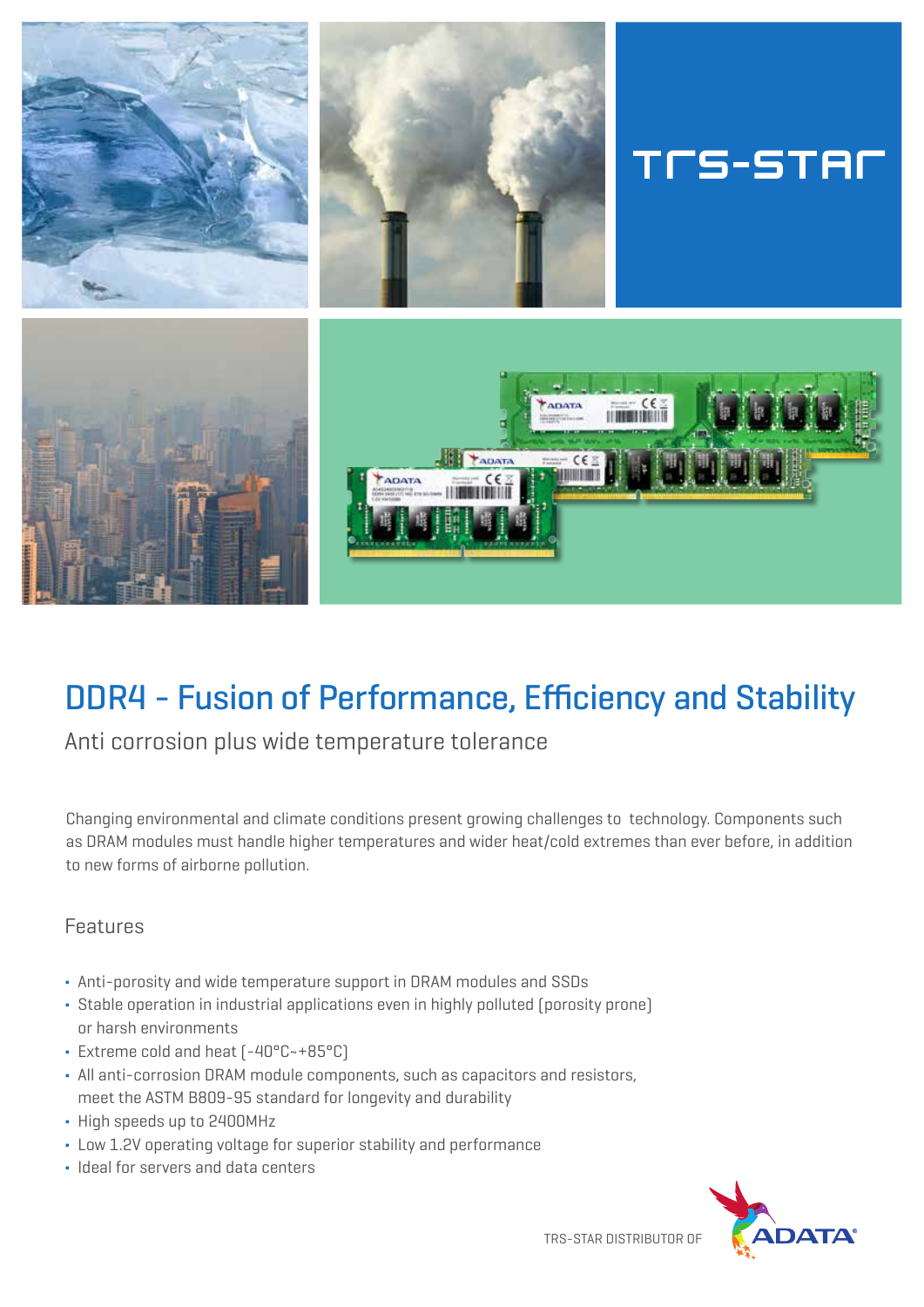TRS-STAR

# DDR4 - Fusion of Performance, Efficiency and Stability

## Anti corrosion plus wide temperature tolerance

Changing environmental and climate conditions present growing challenges to technology. Components such as DRAM modules must handle higher temperatures and wider heat/cold extremes than ever before, in addition to new forms of airborne pollution.

### Features

- Anti-porosity and wide temperature support in DRAM modules and SSDs
- Stable operation in industrial applications even in highly polluted (porosity prone) or harsh environments
- Extreme cold and heat (-40°C~+85°C)
- All anti-corrosion DRAM module components, such as capacitors and resistors, meet the ASTM B809-95 standard for longevity and durability
- High speeds up to 2400MHz
- Low 1.2V operating voltage for superior stability and performance
- Ideal for servers and data centers

TRS-STAR DISTRIBUTOR OF ADATA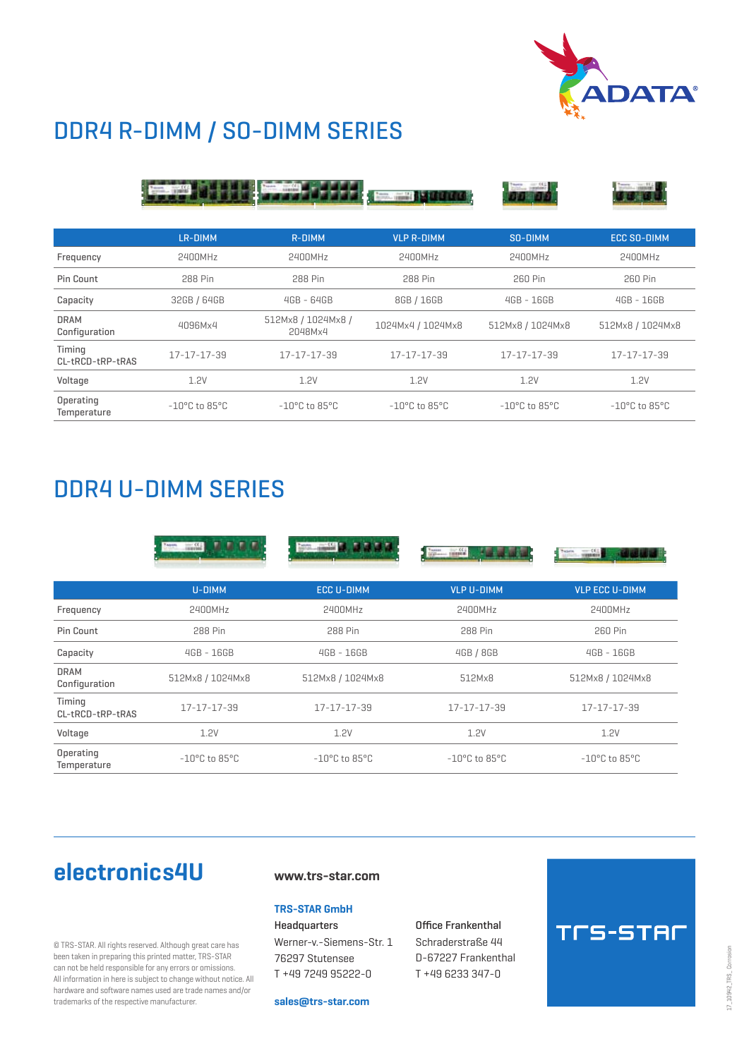# DDR4 R-DIMM / SO-DIMM SERIES

| | LR-DIMM | R-DIMM | VLP R-DIMM | SO-DIMM | ECC SO-DIMM |
|---|---|---|---|---|---|
| Frequency | 2400MHz | 2400MHz | 2400MHz | 2400MHz | 2400MHz |
| Pin Count | 288 Pin | 288 Pin | 288 Pin | 260 Pin | 260 Pin |
| Capacity | 32GB / 64GB | 4GB - 64GB | 8GB / 16GB | 4GB - 16GB | 4GB - 16GB |
| DRAM Configuration | 4096Mx4 | 512Mx8 / 1024Mx8 / 2048Mx4 | 1024Mx4 / 1024Mx8 | 512Mx8 / 1024Mx8 | 512Mx8 / 1024Mx8 |
| Timing CL-tRCD-tRP-tRAS | 17-17-17-39 | 17-17-17-39 | 17-17-17-39 | 17-17-17-39 | 17-17-17-39 |
| Voltage | 1.2V | 1.2V | 1.2V | 1.2V | 1.2V |
| Operating Temperature | -10°C to 85°C | -10°C to 85°C | -10°C to 85°C | -10°C to 85°C | -10°C to 85°C |

# DDR4 U-DIMM SERIES

| | U-DIMM | ECC U-DIMM | VLP U-DIMM | VLP ECC U-DIMM |
|---|---|---|---|---|
| Frequency | 2400MHz | 2400MHz | 2400MHz | 2400MHz |
| Pin Count | 288 Pin | 288 Pin | 288 Pin | 260 Pin |
| Capacity | 4GB - 16GB | 4GB - 16GB | 4GB / 8GB | 4GB - 16GB |
| DRAM Configuration | 512Mx8 / 1024Mx8 | 512Mx8 / 1024Mx8 | 512Mx8 | 512Mx8 / 1024Mx8 |
| Timing CL-tRCD-tRP-tRAS | 17-17-17-39 | 17-17-17-39 | 17-17-17-39 | 17-17-17-39 |
| Voltage | 1.2V | 1.2V | 1.2V | 1.2V |
| Operating Temperature | -10°C to 85°C | -10°C to 85°C | -10°C to 85°C | -10°C to 85°C |

**electronics4U**

**www.trs-star.com**

**TRS-STAR GmbH**

Headquarters
Werner-v.-Siemens-Str. 1
76297 Stutensee
T +49 7249 95222-0

Office Frankenthal
Schraderstraße 44
D-67227 Frankenthal
T +49 6233 347-0

**sales@trs-star.com**

© TRS-STAR. All rights reserved. Although great care has been taken in preparing this printed matter, TRS-STAR can not be held responsible for any errors or omissions. All information in here is subject to change without notice. All hardware and software names used are trade names and/or trademarks of the respective manufacturer.

TRS-STAR

17_10942_TRS_Corrosion